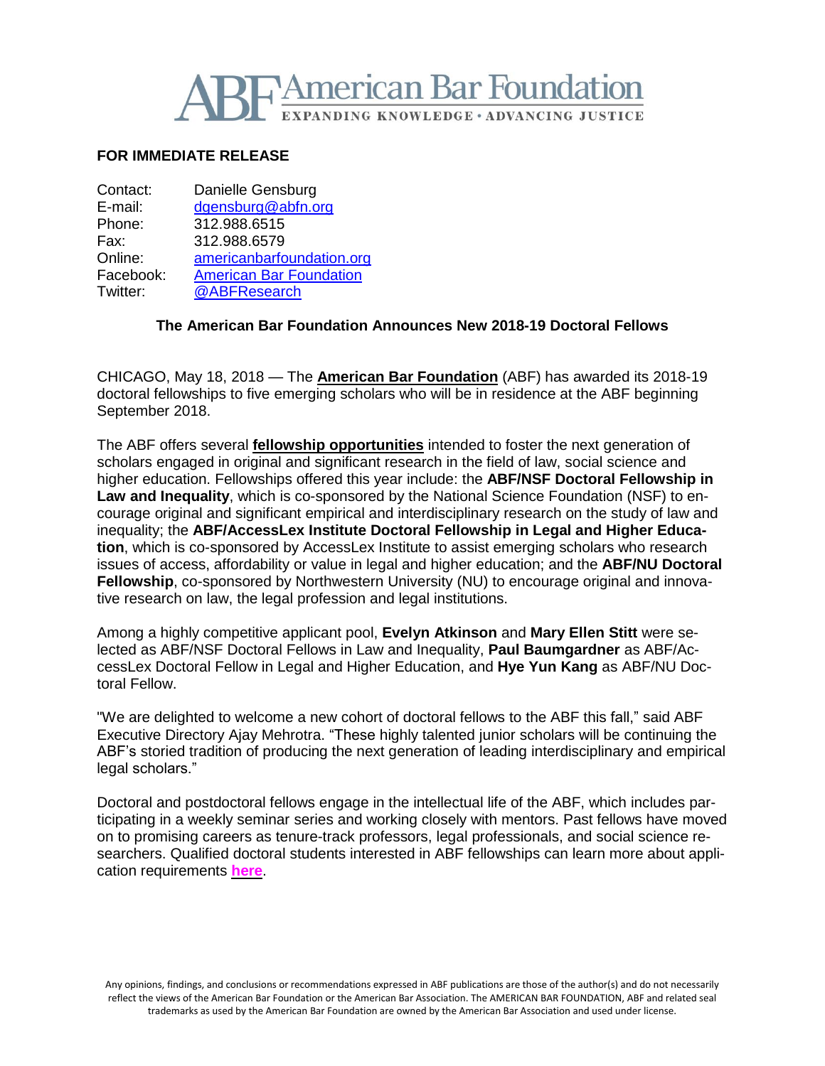# American Bar Foundation

EXPANDING KNOWLEDGE • ADVANCING JUSTICE

**FOR IMMEDIATE RELEASE**

Contact: Danielle Gensburg
E-mail: dgensburg@abfn.org
Phone: 312.988.6515
Fax: 312.988.6579
Online: americanbarfoundation.org
Facebook: American Bar Foundation
Twitter: @ABFResearch

## The American Bar Foundation Announces New 2018-19 Doctoral Fellows

CHICAGO, May 18, 2018 — The **American Bar Foundation** (ABF) has awarded its 2018-19 doctoral fellowships to five emerging scholars who will be in residence at the ABF beginning September 2018.

The ABF offers several **fellowship opportunities** intended to foster the next generation of scholars engaged in original and significant research in the field of law, social science and higher education. Fellowships offered this year include: the **ABF/NSF Doctoral Fellowship in Law and Inequality**, which is co-sponsored by the National Science Foundation (NSF) to encourage original and significant empirical and interdisciplinary research on the study of law and inequality; the **ABF/AccessLex Institute Doctoral Fellowship in Legal and Higher Education**, which is co-sponsored by AccessLex Institute to assist emerging scholars who research issues of access, affordability or value in legal and higher education; and the **ABF/NU Doctoral Fellowship**, co-sponsored by Northwestern University (NU) to encourage original and innovative research on law, the legal profession and legal institutions.

Among a highly competitive applicant pool, **Evelyn Atkinson** and **Mary Ellen Stitt** were selected as ABF/NSF Doctoral Fellows in Law and Inequality, **Paul Baumgardner** as ABF/AccessLex Doctoral Fellow in Legal and Higher Education, and **Hye Yun Kang** as ABF/NU Doctoral Fellow.

"We are delighted to welcome a new cohort of doctoral fellows to the ABF this fall," said ABF Executive Directory Ajay Mehrotra. "These highly talented junior scholars will be continuing the ABF's storied tradition of producing the next generation of leading interdisciplinary and empirical legal scholars."

Doctoral and postdoctoral fellows engage in the intellectual life of the ABF, which includes participating in a weekly seminar series and working closely with mentors. Past fellows have moved on to promising careers as tenure-track professors, legal professionals, and social science researchers. Qualified doctoral students interested in ABF fellowships can learn more about application requirements **here**.

Any opinions, findings, and conclusions or recommendations expressed in ABF publications are those of the author(s) and do not necessarily reflect the views of the American Bar Foundation or the American Bar Association. The AMERICAN BAR FOUNDATION, ABF and related seal trademarks as used by the American Bar Foundation are owned by the American Bar Association and used under license.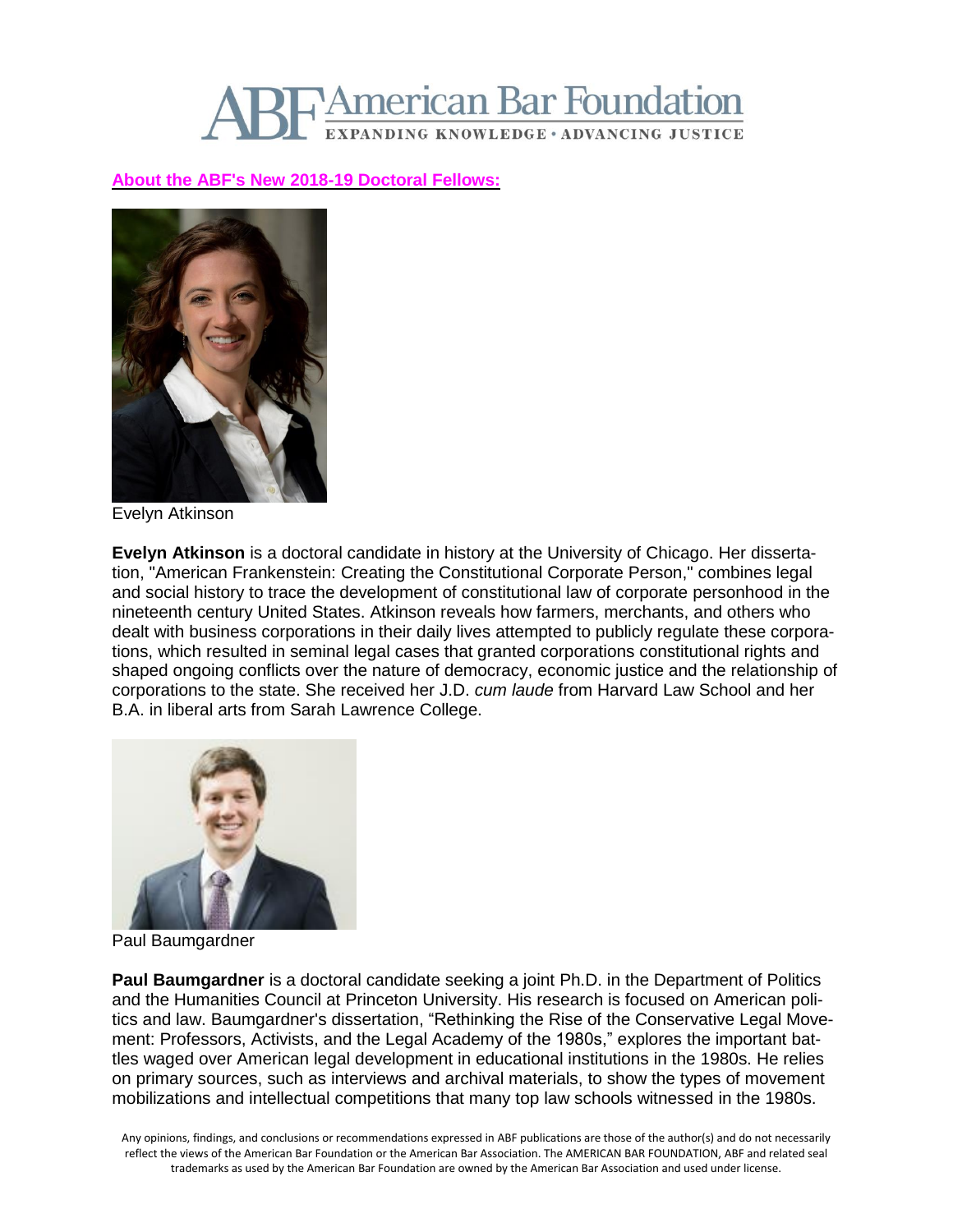# American Bar Foundation

EXPANDING KNOWLEDGE • ADVANCING JUSTICE

**About the ABF's New 2018-19 Doctoral Fellows:**

Evelyn Atkinson

**Evelyn Atkinson** is a doctoral candidate in history at the University of Chicago. Her dissertation, "American Frankenstein: Creating the Constitutional Corporate Person," combines legal and social history to trace the development of constitutional law of corporate personhood in the nineteenth century United States. Atkinson reveals how farmers, merchants, and others who dealt with business corporations in their daily lives attempted to publicly regulate these corporations, which resulted in seminal legal cases that granted corporations constitutional rights and shaped ongoing conflicts over the nature of democracy, economic justice and the relationship of corporations to the state. She received her J.D. *cum laude* from Harvard Law School and her B.A. in liberal arts from Sarah Lawrence College.

Paul Baumgardner

**Paul Baumgardner** is a doctoral candidate seeking a joint Ph.D. in the Department of Politics and the Humanities Council at Princeton University. His research is focused on American politics and law. Baumgardner's dissertation, "Rethinking the Rise of the Conservative Legal Movement: Professors, Activists, and the Legal Academy of the 1980s," explores the important battles waged over American legal development in educational institutions in the 1980s. He relies on primary sources, such as interviews and archival materials, to show the types of movement mobilizations and intellectual competitions that many top law schools witnessed in the 1980s.

Any opinions, findings, and conclusions or recommendations expressed in ABF publications are those of the author(s) and do not necessarily reflect the views of the American Bar Foundation or the American Bar Association. The AMERICAN BAR FOUNDATION, ABF and related seal trademarks as used by the American Bar Foundation are owned by the American Bar Association and used under license.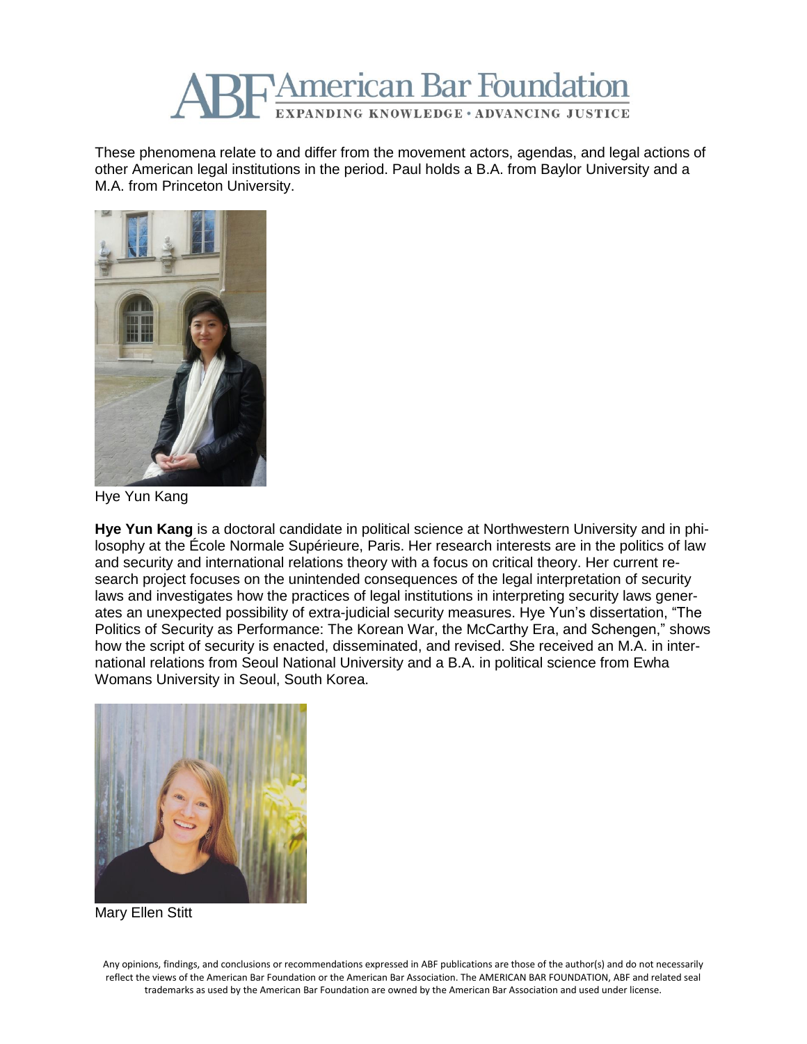These phenomena relate to and differ from the movement actors, agendas, and legal actions of other American legal institutions in the period. Paul holds a B.A. from Baylor University and a M.A. from Princeton University.

Hye Yun Kang

**Hye Yun Kang** is a doctoral candidate in political science at Northwestern University and in philosophy at the École Normale Supérieure, Paris. Her research interests are in the politics of law and security and international relations theory with a focus on critical theory. Her current research project focuses on the unintended consequences of the legal interpretation of security laws and investigates how the practices of legal institutions in interpreting security laws generates an unexpected possibility of extra-judicial security measures. Hye Yun's dissertation, "The Politics of Security as Performance: The Korean War, the McCarthy Era, and Schengen," shows how the script of security is enacted, disseminated, and revised. She received an M.A. in international relations from Seoul National University and a B.A. in political science from Ewha Womans University in Seoul, South Korea.

Mary Ellen Stitt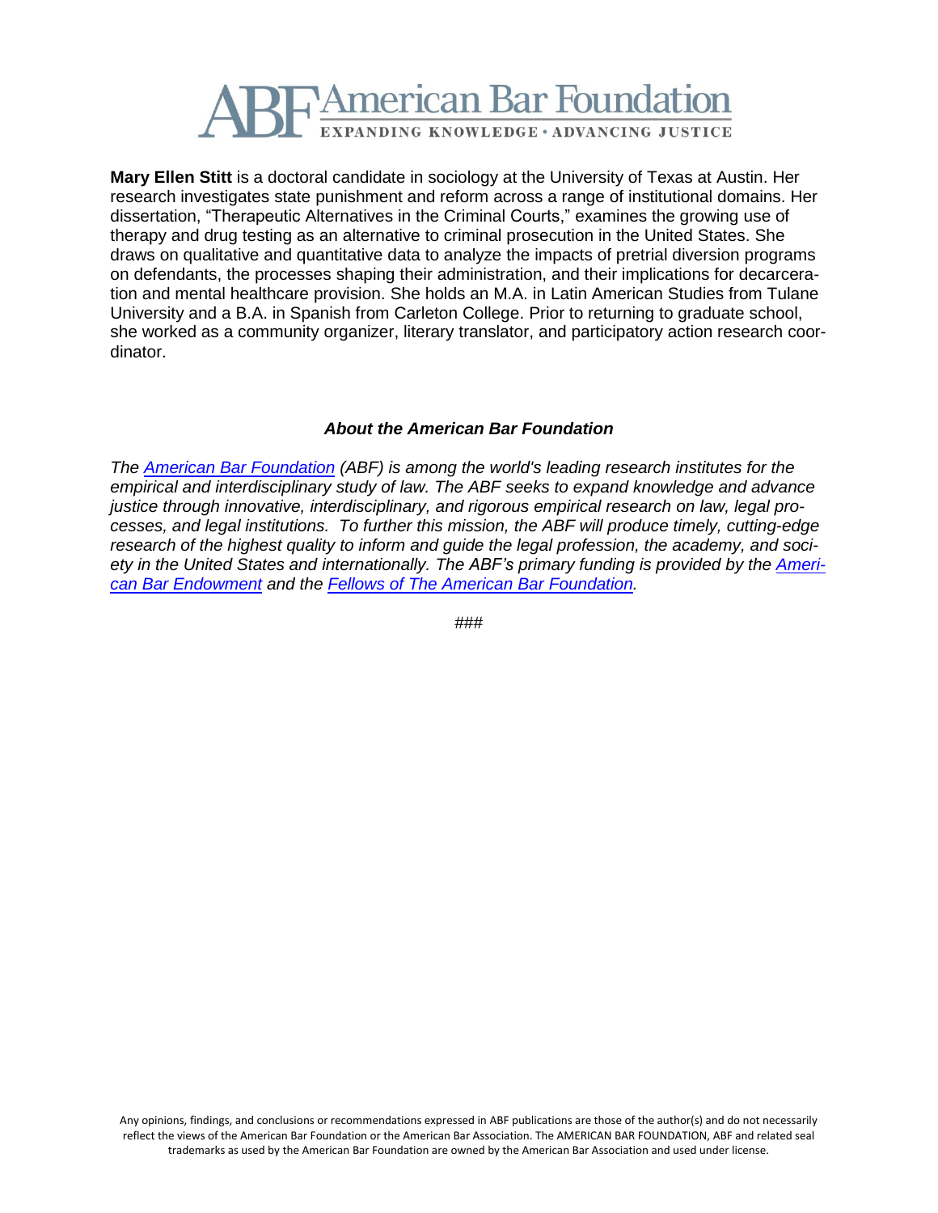**Mary Ellen Stitt** is a doctoral candidate in sociology at the University of Texas at Austin. Her research investigates state punishment and reform across a range of institutional domains. Her dissertation, "Therapeutic Alternatives in the Criminal Courts," examines the growing use of therapy and drug testing as an alternative to criminal prosecution in the United States. She draws on qualitative and quantitative data to analyze the impacts of pretrial diversion programs on defendants, the processes shaping their administration, and their implications for decarceration and mental healthcare provision. She holds an M.A. in Latin American Studies from Tulane University and a B.A. in Spanish from Carleton College. Prior to returning to graduate school, she worked as a community organizer, literary translator, and participatory action research coordinator.

***About the American Bar Foundation***

*The American Bar Foundation (ABF) is among the world's leading research institutes for the empirical and interdisciplinary study of law. The ABF seeks to expand knowledge and advance justice through innovative, interdisciplinary, and rigorous empirical research on law, legal processes, and legal institutions. To further this mission, the ABF will produce timely, cutting-edge research of the highest quality to inform and guide the legal profession, the academy, and society in the United States and internationally. The ABF's primary funding is provided by the American Bar Endowment and the Fellows of The American Bar Foundation.*

###

Any opinions, findings, and conclusions or recommendations expressed in ABF publications are those of the author(s) and do not necessarily reflect the views of the American Bar Foundation or the American Bar Association. The AMERICAN BAR FOUNDATION, ABF and related seal trademarks as used by the American Bar Foundation are owned by the American Bar Association and used under license.